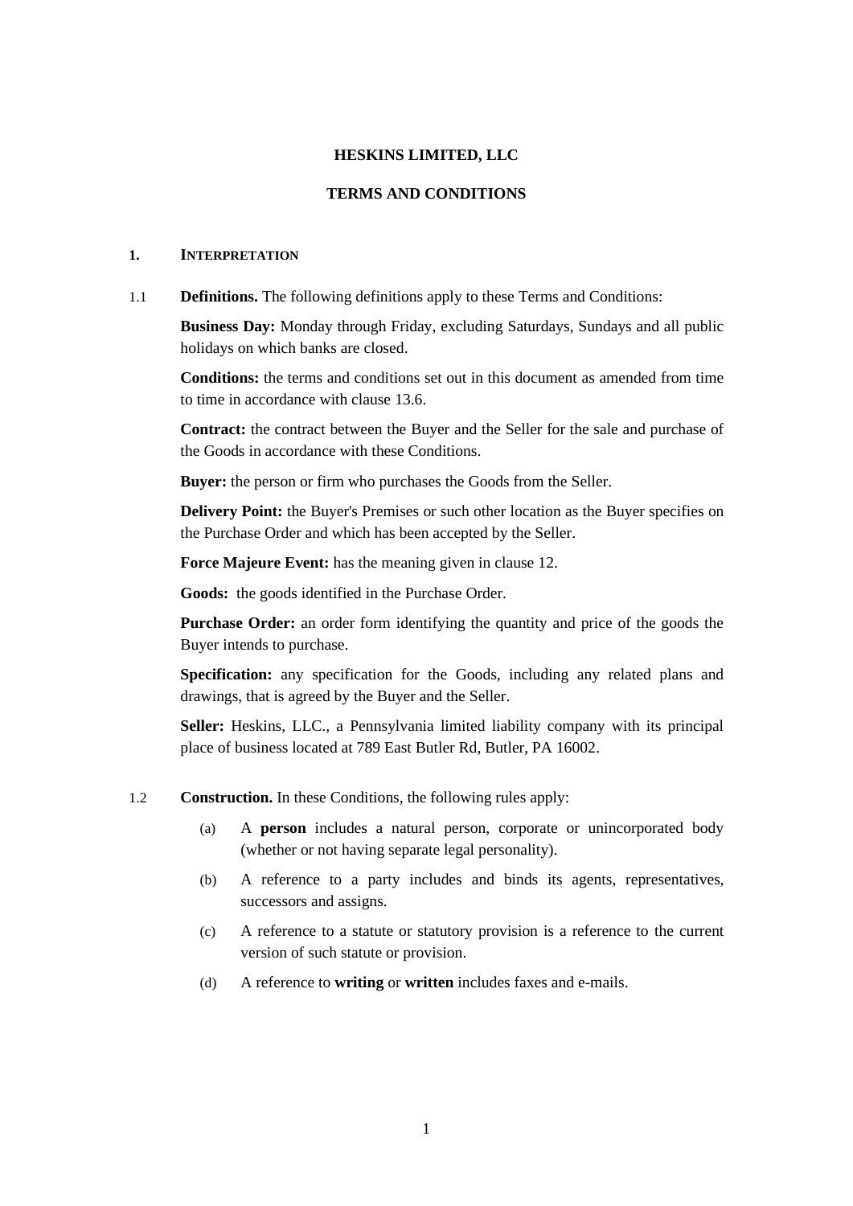# HESKINS LIMITED, LLC

## TERMS AND CONDITIONS

### 1. INTERPRETATION

1.1 **Definitions.** The following definitions apply to these Terms and Conditions:

**Business Day:** Monday through Friday, excluding Saturdays, Sundays and all public holidays on which banks are closed.

**Conditions:** the terms and conditions set out in this document as amended from time to time in accordance with clause 13.6.

**Contract:** the contract between the Buyer and the Seller for the sale and purchase of the Goods in accordance with these Conditions.

**Buyer:** the person or firm who purchases the Goods from the Seller.

**Delivery Point:** the Buyer's Premises or such other location as the Buyer specifies on the Purchase Order and which has been accepted by the Seller.

**Force Majeure Event:** has the meaning given in clause 12.

**Goods:** the goods identified in the Purchase Order.

**Purchase Order:** an order form identifying the quantity and price of the goods the Buyer intends to purchase.

**Specification:** any specification for the Goods, including any related plans and drawings, that is agreed by the Buyer and the Seller.

**Seller:** Heskins, LLC., a Pennsylvania limited liability company with its principal place of business located at 789 East Butler Rd, Butler, PA 16002.

1.2 **Construction.** In these Conditions, the following rules apply:

(a) A **person** includes a natural person, corporate or unincorporated body (whether or not having separate legal personality).

(b) A reference to a party includes and binds its agents, representatives, successors and assigns.

(c) A reference to a statute or statutory provision is a reference to the current version of such statute or provision.

(d) A reference to **writing** or **written** includes faxes and e-mails.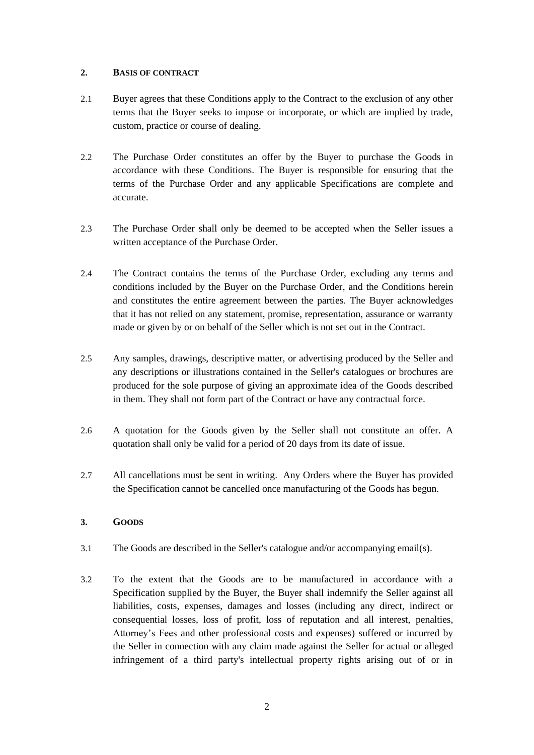## 2. BASIS OF CONTRACT

2.1 Buyer agrees that these Conditions apply to the Contract to the exclusion of any other terms that the Buyer seeks to impose or incorporate, or which are implied by trade, custom, practice or course of dealing.

2.2 The Purchase Order constitutes an offer by the Buyer to purchase the Goods in accordance with these Conditions. The Buyer is responsible for ensuring that the terms of the Purchase Order and any applicable Specifications are complete and accurate.

2.3 The Purchase Order shall only be deemed to be accepted when the Seller issues a written acceptance of the Purchase Order.

2.4 The Contract contains the terms of the Purchase Order, excluding any terms and conditions included by the Buyer on the Purchase Order, and the Conditions herein and constitutes the entire agreement between the parties. The Buyer acknowledges that it has not relied on any statement, promise, representation, assurance or warranty made or given by or on behalf of the Seller which is not set out in the Contract.

2.5 Any samples, drawings, descriptive matter, or advertising produced by the Seller and any descriptions or illustrations contained in the Seller's catalogues or brochures are produced for the sole purpose of giving an approximate idea of the Goods described in them. They shall not form part of the Contract or have any contractual force.

2.6 A quotation for the Goods given by the Seller shall not constitute an offer. A quotation shall only be valid for a period of 20 days from its date of issue.

2.7 All cancellations must be sent in writing. Any Orders where the Buyer has provided the Specification cannot be cancelled once manufacturing of the Goods has begun.

## 3. GOODS

3.1 The Goods are described in the Seller's catalogue and/or accompanying email(s).

3.2 To the extent that the Goods are to be manufactured in accordance with a Specification supplied by the Buyer, the Buyer shall indemnify the Seller against all liabilities, costs, expenses, damages and losses (including any direct, indirect or consequential losses, loss of profit, loss of reputation and all interest, penalties, Attorney's Fees and other professional costs and expenses) suffered or incurred by the Seller in connection with any claim made against the Seller for actual or alleged infringement of a third party's intellectual property rights arising out of or in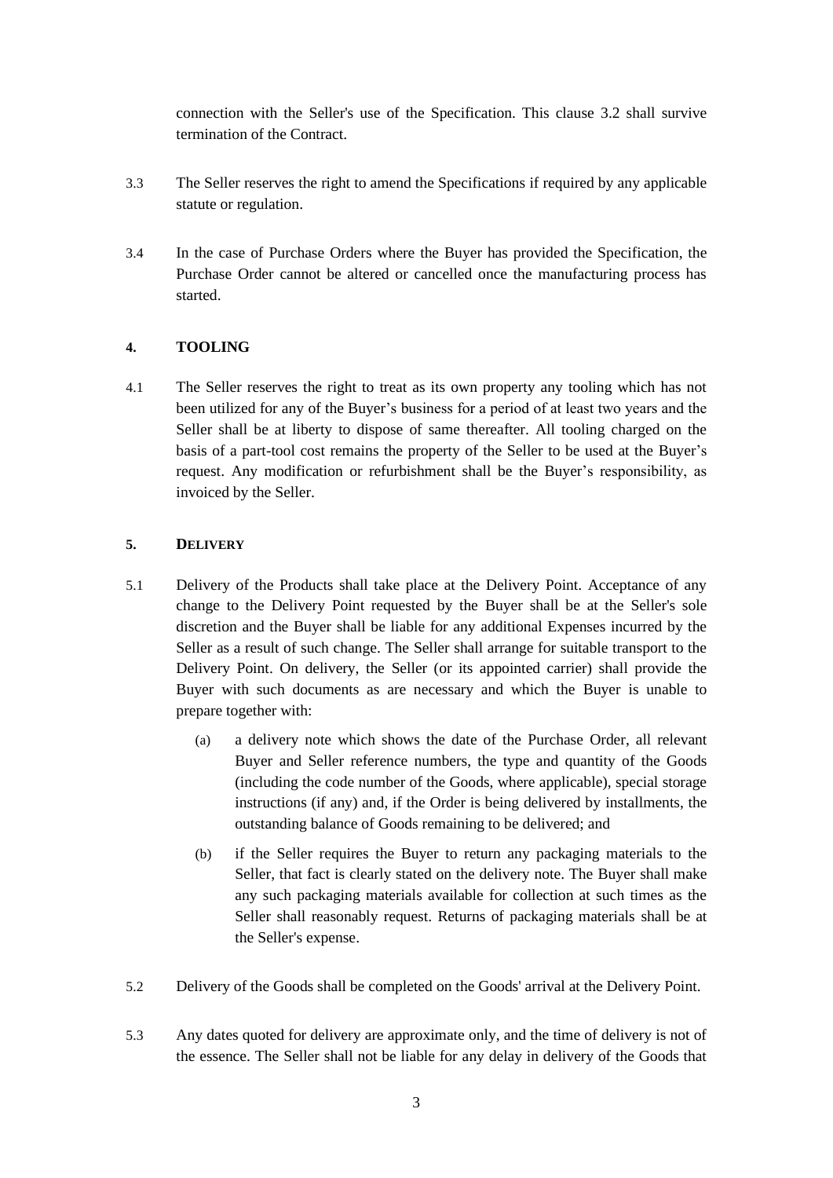connection with the Seller's use of the Specification. This clause 3.2 shall survive termination of the Contract.

3.3 The Seller reserves the right to amend the Specifications if required by any applicable statute or regulation.

3.4 In the case of Purchase Orders where the Buyer has provided the Specification, the Purchase Order cannot be altered or cancelled once the manufacturing process has started.

## 4. TOOLING

4.1 The Seller reserves the right to treat as its own property any tooling which has not been utilized for any of the Buyer's business for a period of at least two years and the Seller shall be at liberty to dispose of same thereafter. All tooling charged on the basis of a part-tool cost remains the property of the Seller to be used at the Buyer's request. Any modification or refurbishment shall be the Buyer's responsibility, as invoiced by the Seller.

## 5. DELIVERY

5.1 Delivery of the Products shall take place at the Delivery Point. Acceptance of any change to the Delivery Point requested by the Buyer shall be at the Seller's sole discretion and the Buyer shall be liable for any additional Expenses incurred by the Seller as a result of such change. The Seller shall arrange for suitable transport to the Delivery Point. On delivery, the Seller (or its appointed carrier) shall provide the Buyer with such documents as are necessary and which the Buyer is unable to prepare together with:

(a) a delivery note which shows the date of the Purchase Order, all relevant Buyer and Seller reference numbers, the type and quantity of the Goods (including the code number of the Goods, where applicable), special storage instructions (if any) and, if the Order is being delivered by installments, the outstanding balance of Goods remaining to be delivered; and

(b) if the Seller requires the Buyer to return any packaging materials to the Seller, that fact is clearly stated on the delivery note. The Buyer shall make any such packaging materials available for collection at such times as the Seller shall reasonably request. Returns of packaging materials shall be at the Seller's expense.

5.2 Delivery of the Goods shall be completed on the Goods' arrival at the Delivery Point.

5.3 Any dates quoted for delivery are approximate only, and the time of delivery is not of the essence. The Seller shall not be liable for any delay in delivery of the Goods that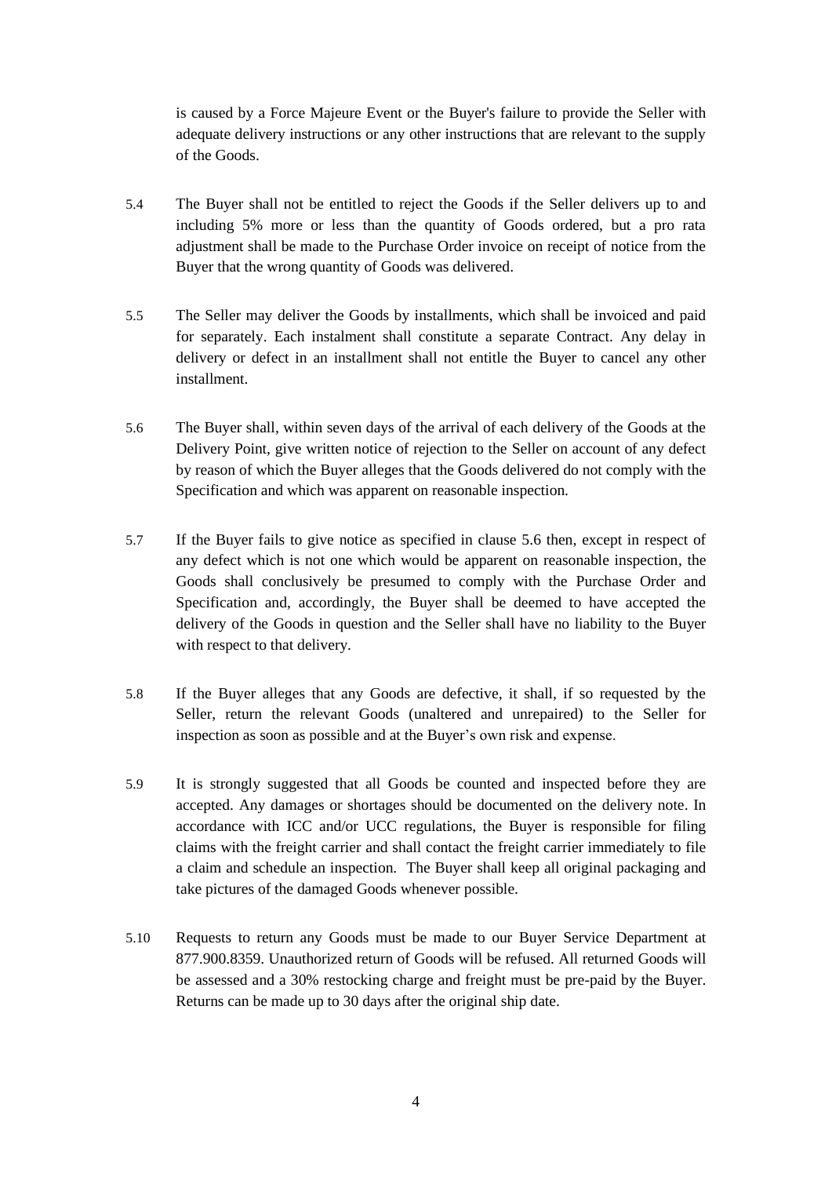is caused by a Force Majeure Event or the Buyer's failure to provide the Seller with adequate delivery instructions or any other instructions that are relevant to the supply of the Goods.

5.4 The Buyer shall not be entitled to reject the Goods if the Seller delivers up to and including 5% more or less than the quantity of Goods ordered, but a pro rata adjustment shall be made to the Purchase Order invoice on receipt of notice from the Buyer that the wrong quantity of Goods was delivered.

5.5 The Seller may deliver the Goods by installments, which shall be invoiced and paid for separately. Each instalment shall constitute a separate Contract. Any delay in delivery or defect in an installment shall not entitle the Buyer to cancel any other installment.

5.6 The Buyer shall, within seven days of the arrival of each delivery of the Goods at the Delivery Point, give written notice of rejection to the Seller on account of any defect by reason of which the Buyer alleges that the Goods delivered do not comply with the Specification and which was apparent on reasonable inspection.

5.7 If the Buyer fails to give notice as specified in clause 5.6 then, except in respect of any defect which is not one which would be apparent on reasonable inspection, the Goods shall conclusively be presumed to comply with the Purchase Order and Specification and, accordingly, the Buyer shall be deemed to have accepted the delivery of the Goods in question and the Seller shall have no liability to the Buyer with respect to that delivery.

5.8 If the Buyer alleges that any Goods are defective, it shall, if so requested by the Seller, return the relevant Goods (unaltered and unrepaired) to the Seller for inspection as soon as possible and at the Buyer's own risk and expense.

5.9 It is strongly suggested that all Goods be counted and inspected before they are accepted. Any damages or shortages should be documented on the delivery note. In accordance with ICC and/or UCC regulations, the Buyer is responsible for filing claims with the freight carrier and shall contact the freight carrier immediately to file a claim and schedule an inspection. The Buyer shall keep all original packaging and take pictures of the damaged Goods whenever possible.

5.10 Requests to return any Goods must be made to our Buyer Service Department at 877.900.8359. Unauthorized return of Goods will be refused. All returned Goods will be assessed and a 30% restocking charge and freight must be pre-paid by the Buyer. Returns can be made up to 30 days after the original ship date.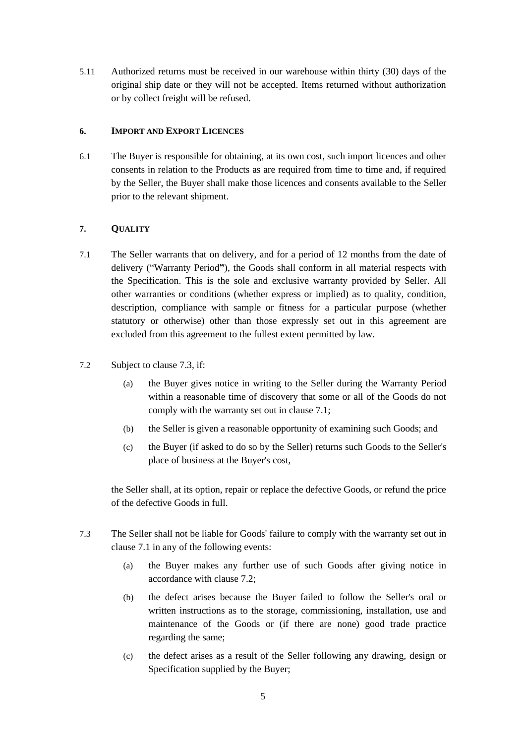5.11 Authorized returns must be received in our warehouse within thirty (30) days of the original ship date or they will not be accepted. Items returned without authorization or by collect freight will be refused.

## 6. IMPORT AND EXPORT LICENCES

6.1 The Buyer is responsible for obtaining, at its own cost, such import licences and other consents in relation to the Products as are required from time to time and, if required by the Seller, the Buyer shall make those licences and consents available to the Seller prior to the relevant shipment.

## 7. QUALITY

7.1 The Seller warrants that on delivery, and for a period of 12 months from the date of delivery ("Warranty Period"), the Goods shall conform in all material respects with the Specification. This is the sole and exclusive warranty provided by Seller. All other warranties or conditions (whether express or implied) as to quality, condition, description, compliance with sample or fitness for a particular purpose (whether statutory or otherwise) other than those expressly set out in this agreement are excluded from this agreement to the fullest extent permitted by law.

7.2 Subject to clause 7.3, if:

(a) the Buyer gives notice in writing to the Seller during the Warranty Period within a reasonable time of discovery that some or all of the Goods do not comply with the warranty set out in clause 7.1;

(b) the Seller is given a reasonable opportunity of examining such Goods; and

(c) the Buyer (if asked to do so by the Seller) returns such Goods to the Seller's place of business at the Buyer's cost,

the Seller shall, at its option, repair or replace the defective Goods, or refund the price of the defective Goods in full.

7.3 The Seller shall not be liable for Goods' failure to comply with the warranty set out in clause 7.1 in any of the following events:

(a) the Buyer makes any further use of such Goods after giving notice in accordance with clause 7.2;

(b) the defect arises because the Buyer failed to follow the Seller's oral or written instructions as to the storage, commissioning, installation, use and maintenance of the Goods or (if there are none) good trade practice regarding the same;

(c) the defect arises as a result of the Seller following any drawing, design or Specification supplied by the Buyer;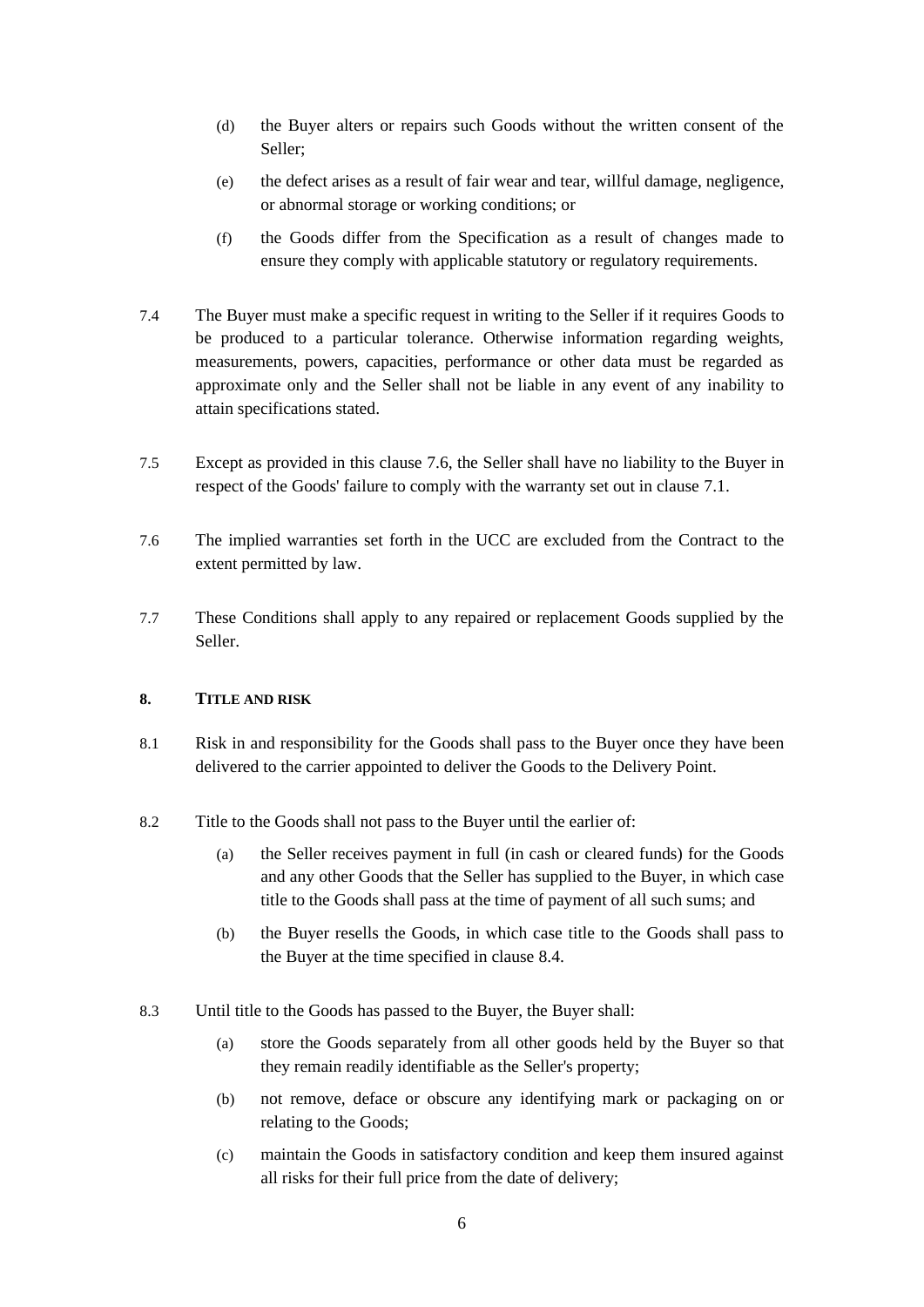(d) the Buyer alters or repairs such Goods without the written consent of the Seller;

(e) the defect arises as a result of fair wear and tear, willful damage, negligence, or abnormal storage or working conditions; or

(f) the Goods differ from the Specification as a result of changes made to ensure they comply with applicable statutory or regulatory requirements.

7.4 The Buyer must make a specific request in writing to the Seller if it requires Goods to be produced to a particular tolerance. Otherwise information regarding weights, measurements, powers, capacities, performance or other data must be regarded as approximate only and the Seller shall not be liable in any event of any inability to attain specifications stated.

7.5 Except as provided in this clause 7.6, the Seller shall have no liability to the Buyer in respect of the Goods' failure to comply with the warranty set out in clause 7.1.

7.6 The implied warranties set forth in the UCC are excluded from the Contract to the extent permitted by law.

7.7 These Conditions shall apply to any repaired or replacement Goods supplied by the Seller.

## 8. TITLE AND RISK

8.1 Risk in and responsibility for the Goods shall pass to the Buyer once they have been delivered to the carrier appointed to deliver the Goods to the Delivery Point.

8.2 Title to the Goods shall not pass to the Buyer until the earlier of:

(a) the Seller receives payment in full (in cash or cleared funds) for the Goods and any other Goods that the Seller has supplied to the Buyer, in which case title to the Goods shall pass at the time of payment of all such sums; and

(b) the Buyer resells the Goods, in which case title to the Goods shall pass to the Buyer at the time specified in clause 8.4.

8.3 Until title to the Goods has passed to the Buyer, the Buyer shall:

(a) store the Goods separately from all other goods held by the Buyer so that they remain readily identifiable as the Seller's property;

(b) not remove, deface or obscure any identifying mark or packaging on or relating to the Goods;

(c) maintain the Goods in satisfactory condition and keep them insured against all risks for their full price from the date of delivery;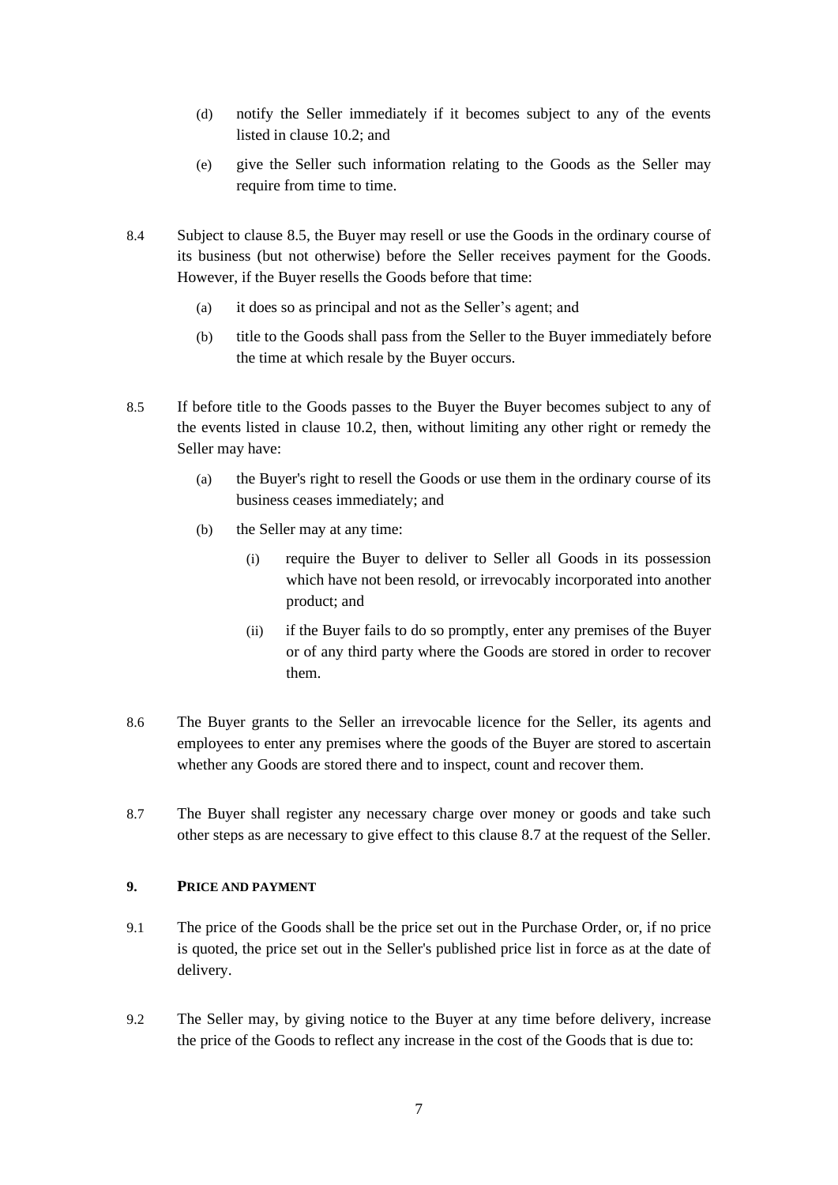(d) notify the Seller immediately if it becomes subject to any of the events listed in clause 10.2; and

(e) give the Seller such information relating to the Goods as the Seller may require from time to time.

8.4 Subject to clause 8.5, the Buyer may resell or use the Goods in the ordinary course of its business (but not otherwise) before the Seller receives payment for the Goods. However, if the Buyer resells the Goods before that time:

(a) it does so as principal and not as the Seller's agent; and

(b) title to the Goods shall pass from the Seller to the Buyer immediately before the time at which resale by the Buyer occurs.

8.5 If before title to the Goods passes to the Buyer the Buyer becomes subject to any of the events listed in clause 10.2, then, without limiting any other right or remedy the Seller may have:

(a) the Buyer's right to resell the Goods or use them in the ordinary course of its business ceases immediately; and

(b) the Seller may at any time:

(i) require the Buyer to deliver to Seller all Goods in its possession which have not been resold, or irrevocably incorporated into another product; and

(ii) if the Buyer fails to do so promptly, enter any premises of the Buyer or of any third party where the Goods are stored in order to recover them.

8.6 The Buyer grants to the Seller an irrevocable licence for the Seller, its agents and employees to enter any premises where the goods of the Buyer are stored to ascertain whether any Goods are stored there and to inspect, count and recover them.

8.7 The Buyer shall register any necessary charge over money or goods and take such other steps as are necessary to give effect to this clause 8.7 at the request of the Seller.

## 9. PRICE AND PAYMENT

9.1 The price of the Goods shall be the price set out in the Purchase Order, or, if no price is quoted, the price set out in the Seller's published price list in force as at the date of delivery.

9.2 The Seller may, by giving notice to the Buyer at any time before delivery, increase the price of the Goods to reflect any increase in the cost of the Goods that is due to: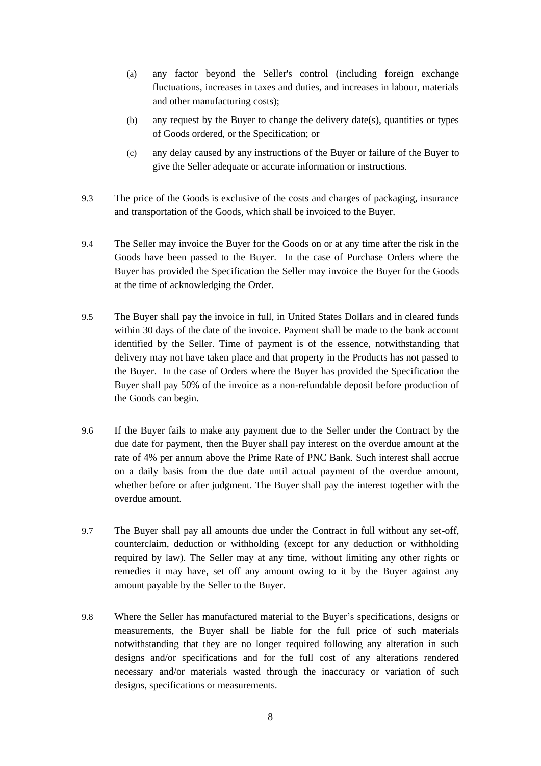(a) any factor beyond the Seller's control (including foreign exchange fluctuations, increases in taxes and duties, and increases in labour, materials and other manufacturing costs);

(b) any request by the Buyer to change the delivery date(s), quantities or types of Goods ordered, or the Specification; or

(c) any delay caused by any instructions of the Buyer or failure of the Buyer to give the Seller adequate or accurate information or instructions.

9.3 The price of the Goods is exclusive of the costs and charges of packaging, insurance and transportation of the Goods, which shall be invoiced to the Buyer.

9.4 The Seller may invoice the Buyer for the Goods on or at any time after the risk in the Goods have been passed to the Buyer. In the case of Purchase Orders where the Buyer has provided the Specification the Seller may invoice the Buyer for the Goods at the time of acknowledging the Order.

9.5 The Buyer shall pay the invoice in full, in United States Dollars and in cleared funds within 30 days of the date of the invoice. Payment shall be made to the bank account identified by the Seller. Time of payment is of the essence, notwithstanding that delivery may not have taken place and that property in the Products has not passed to the Buyer. In the case of Orders where the Buyer has provided the Specification the Buyer shall pay 50% of the invoice as a non-refundable deposit before production of the Goods can begin.

9.6 If the Buyer fails to make any payment due to the Seller under the Contract by the due date for payment, then the Buyer shall pay interest on the overdue amount at the rate of 4% per annum above the Prime Rate of PNC Bank. Such interest shall accrue on a daily basis from the due date until actual payment of the overdue amount, whether before or after judgment. The Buyer shall pay the interest together with the overdue amount.

9.7 The Buyer shall pay all amounts due under the Contract in full without any set-off, counterclaim, deduction or withholding (except for any deduction or withholding required by law). The Seller may at any time, without limiting any other rights or remedies it may have, set off any amount owing to it by the Buyer against any amount payable by the Seller to the Buyer.

9.8 Where the Seller has manufactured material to the Buyer's specifications, designs or measurements, the Buyer shall be liable for the full price of such materials notwithstanding that they are no longer required following any alteration in such designs and/or specifications and for the full cost of any alterations rendered necessary and/or materials wasted through the inaccuracy or variation of such designs, specifications or measurements.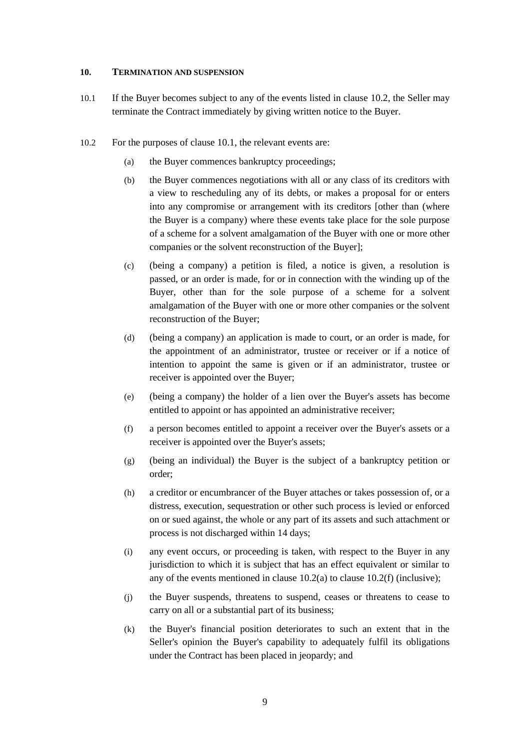## 10. TERMINATION AND SUSPENSION

10.1 If the Buyer becomes subject to any of the events listed in clause 10.2, the Seller may terminate the Contract immediately by giving written notice to the Buyer.

10.2 For the purposes of clause 10.1, the relevant events are:

(a) the Buyer commences bankruptcy proceedings;

(b) the Buyer commences negotiations with all or any class of its creditors with a view to rescheduling any of its debts, or makes a proposal for or enters into any compromise or arrangement with its creditors [other than (where the Buyer is a company) where these events take place for the sole purpose of a scheme for a solvent amalgamation of the Buyer with one or more other companies or the solvent reconstruction of the Buyer];

(c) (being a company) a petition is filed, a notice is given, a resolution is passed, or an order is made, for or in connection with the winding up of the Buyer, other than for the sole purpose of a scheme for a solvent amalgamation of the Buyer with one or more other companies or the solvent reconstruction of the Buyer;

(d) (being a company) an application is made to court, or an order is made, for the appointment of an administrator, trustee or receiver or if a notice of intention to appoint the same is given or if an administrator, trustee or receiver is appointed over the Buyer;

(e) (being a company) the holder of a lien over the Buyer's assets has become entitled to appoint or has appointed an administrative receiver;

(f) a person becomes entitled to appoint a receiver over the Buyer's assets or a receiver is appointed over the Buyer's assets;

(g) (being an individual) the Buyer is the subject of a bankruptcy petition or order;

(h) a creditor or encumbrancer of the Buyer attaches or takes possession of, or a distress, execution, sequestration or other such process is levied or enforced on or sued against, the whole or any part of its assets and such attachment or process is not discharged within 14 days;

(i) any event occurs, or proceeding is taken, with respect to the Buyer in any jurisdiction to which it is subject that has an effect equivalent or similar to any of the events mentioned in clause 10.2(a) to clause 10.2(f) (inclusive);

(j) the Buyer suspends, threatens to suspend, ceases or threatens to cease to carry on all or a substantial part of its business;

(k) the Buyer's financial position deteriorates to such an extent that in the Seller's opinion the Buyer's capability to adequately fulfil its obligations under the Contract has been placed in jeopardy; and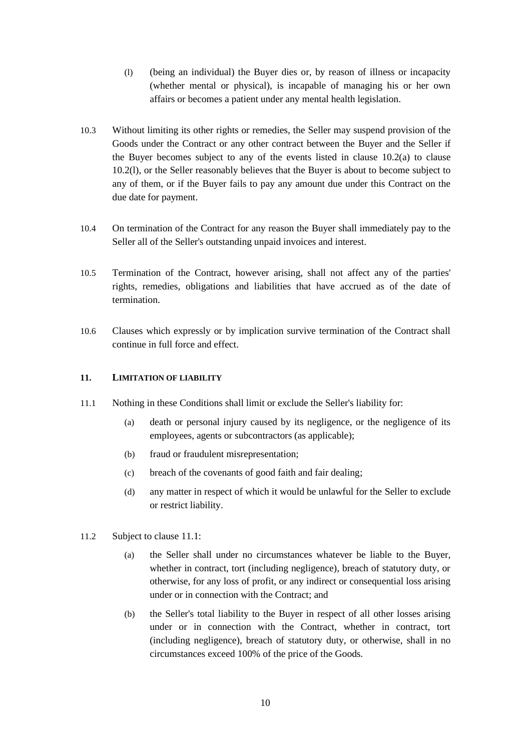(l) (being an individual) the Buyer dies or, by reason of illness or incapacity (whether mental or physical), is incapable of managing his or her own affairs or becomes a patient under any mental health legislation.

10.3 Without limiting its other rights or remedies, the Seller may suspend provision of the Goods under the Contract or any other contract between the Buyer and the Seller if the Buyer becomes subject to any of the events listed in clause 10.2(a) to clause 10.2(l), or the Seller reasonably believes that the Buyer is about to become subject to any of them, or if the Buyer fails to pay any amount due under this Contract on the due date for payment.

10.4 On termination of the Contract for any reason the Buyer shall immediately pay to the Seller all of the Seller's outstanding unpaid invoices and interest.

10.5 Termination of the Contract, however arising, shall not affect any of the parties' rights, remedies, obligations and liabilities that have accrued as of the date of termination.

10.6 Clauses which expressly or by implication survive termination of the Contract shall continue in full force and effect.

## 11. LIMITATION OF LIABILITY

11.1 Nothing in these Conditions shall limit or exclude the Seller's liability for:

(a) death or personal injury caused by its negligence, or the negligence of its employees, agents or subcontractors (as applicable);

(b) fraud or fraudulent misrepresentation;

(c) breach of the covenants of good faith and fair dealing;

(d) any matter in respect of which it would be unlawful for the Seller to exclude or restrict liability.

11.2 Subject to clause 11.1:

(a) the Seller shall under no circumstances whatever be liable to the Buyer, whether in contract, tort (including negligence), breach of statutory duty, or otherwise, for any loss of profit, or any indirect or consequential loss arising under or in connection with the Contract; and

(b) the Seller's total liability to the Buyer in respect of all other losses arising under or in connection with the Contract, whether in contract, tort (including negligence), breach of statutory duty, or otherwise, shall in no circumstances exceed 100% of the price of the Goods.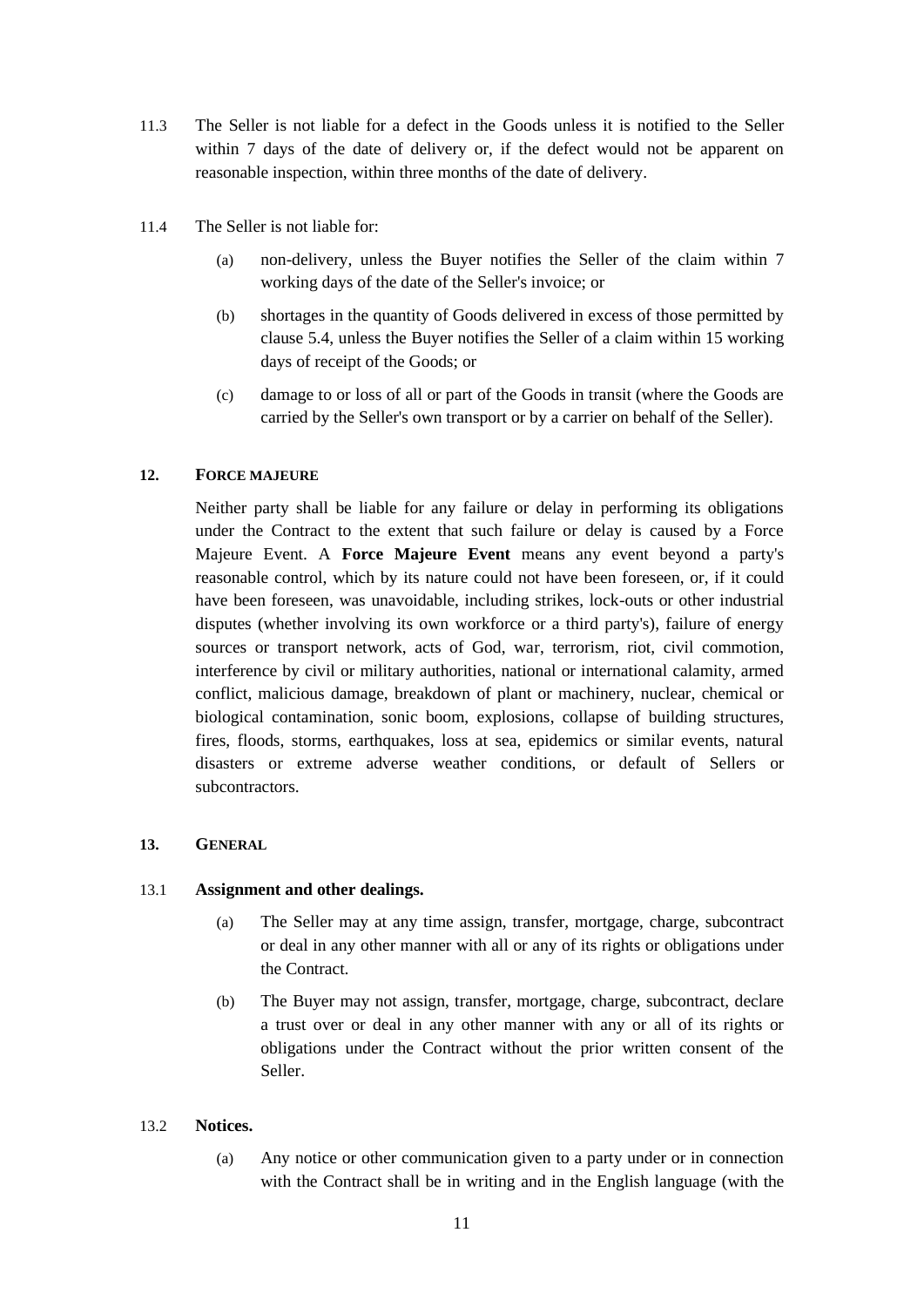11.3 The Seller is not liable for a defect in the Goods unless it is notified to the Seller within 7 days of the date of delivery or, if the defect would not be apparent on reasonable inspection, within three months of the date of delivery.

11.4 The Seller is not liable for:

(a) non-delivery, unless the Buyer notifies the Seller of the claim within 7 working days of the date of the Seller's invoice; or

(b) shortages in the quantity of Goods delivered in excess of those permitted by clause 5.4, unless the Buyer notifies the Seller of a claim within 15 working days of receipt of the Goods; or

(c) damage to or loss of all or part of the Goods in transit (where the Goods are carried by the Seller's own transport or by a carrier on behalf of the Seller).

## 12. FORCE MAJEURE

Neither party shall be liable for any failure or delay in performing its obligations under the Contract to the extent that such failure or delay is caused by a Force Majeure Event. A **Force Majeure Event** means any event beyond a party's reasonable control, which by its nature could not have been foreseen, or, if it could have been foreseen, was unavoidable, including strikes, lock-outs or other industrial disputes (whether involving its own workforce or a third party's), failure of energy sources or transport network, acts of God, war, terrorism, riot, civil commotion, interference by civil or military authorities, national or international calamity, armed conflict, malicious damage, breakdown of plant or machinery, nuclear, chemical or biological contamination, sonic boom, explosions, collapse of building structures, fires, floods, storms, earthquakes, loss at sea, epidemics or similar events, natural disasters or extreme adverse weather conditions, or default of Sellers or subcontractors.

## 13. GENERAL

13.1 **Assignment and other dealings.**

(a) The Seller may at any time assign, transfer, mortgage, charge, subcontract or deal in any other manner with all or any of its rights or obligations under the Contract.

(b) The Buyer may not assign, transfer, mortgage, charge, subcontract, declare a trust over or deal in any other manner with any or all of its rights or obligations under the Contract without the prior written consent of the Seller.

13.2 **Notices.**

(a) Any notice or other communication given to a party under or in connection with the Contract shall be in writing and in the English language (with the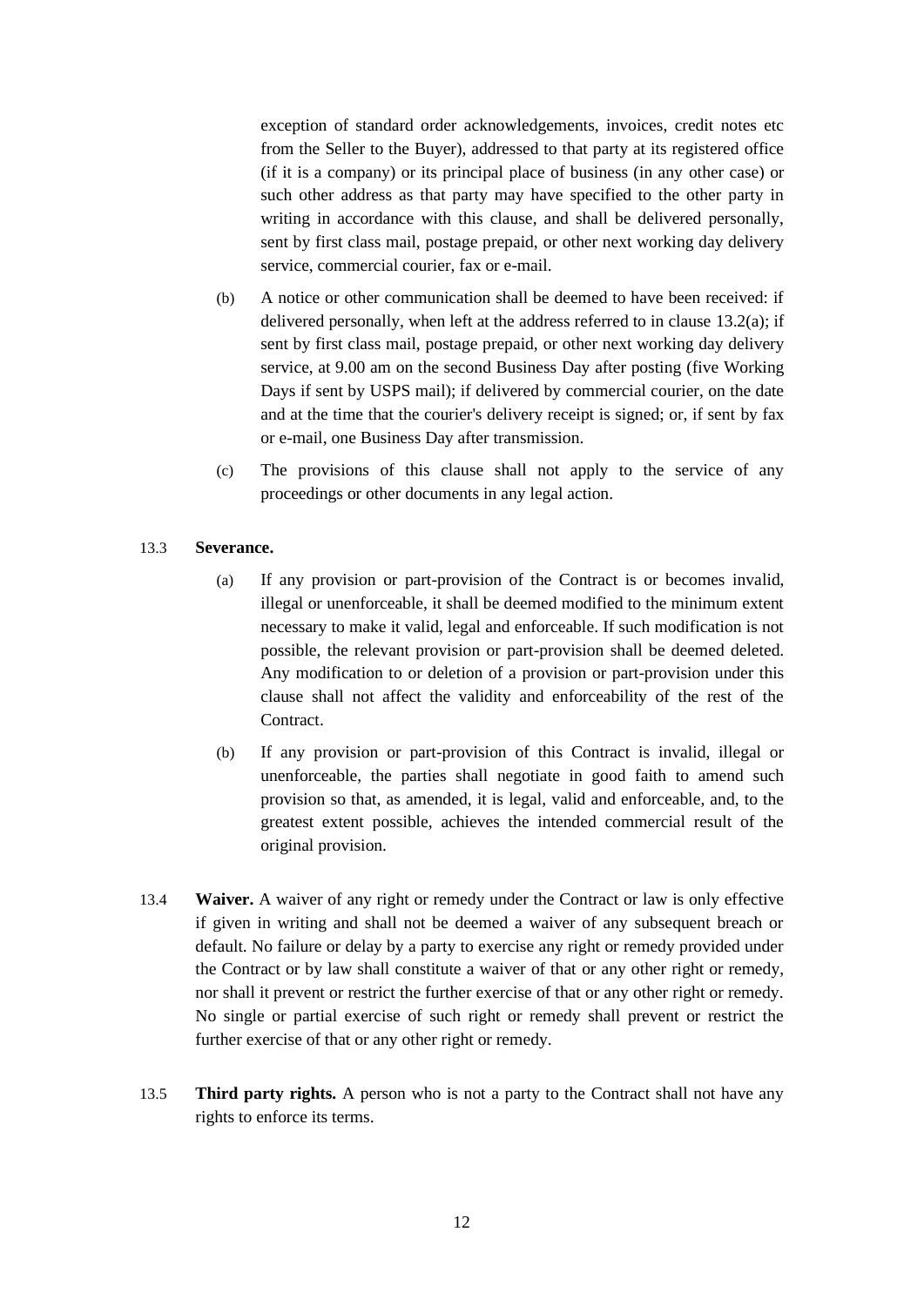exception of standard order acknowledgements, invoices, credit notes etc from the Seller to the Buyer), addressed to that party at its registered office (if it is a company) or its principal place of business (in any other case) or such other address as that party may have specified to the other party in writing in accordance with this clause, and shall be delivered personally, sent by first class mail, postage prepaid, or other next working day delivery service, commercial courier, fax or e-mail.

(b) A notice or other communication shall be deemed to have been received: if delivered personally, when left at the address referred to in clause 13.2(a); if sent by first class mail, postage prepaid, or other next working day delivery service, at 9.00 am on the second Business Day after posting (five Working Days if sent by USPS mail); if delivered by commercial courier, on the date and at the time that the courier's delivery receipt is signed; or, if sent by fax or e-mail, one Business Day after transmission.

(c) The provisions of this clause shall not apply to the service of any proceedings or other documents in any legal action.

13.3 **Severance.**

(a) If any provision or part-provision of the Contract is or becomes invalid, illegal or unenforceable, it shall be deemed modified to the minimum extent necessary to make it valid, legal and enforceable. If such modification is not possible, the relevant provision or part-provision shall be deemed deleted. Any modification to or deletion of a provision or part-provision under this clause shall not affect the validity and enforceability of the rest of the Contract.

(b) If any provision or part-provision of this Contract is invalid, illegal or unenforceable, the parties shall negotiate in good faith to amend such provision so that, as amended, it is legal, valid and enforceable, and, to the greatest extent possible, achieves the intended commercial result of the original provision.

13.4 **Waiver.** A waiver of any right or remedy under the Contract or law is only effective if given in writing and shall not be deemed a waiver of any subsequent breach or default. No failure or delay by a party to exercise any right or remedy provided under the Contract or by law shall constitute a waiver of that or any other right or remedy, nor shall it prevent or restrict the further exercise of that or any other right or remedy. No single or partial exercise of such right or remedy shall prevent or restrict the further exercise of that or any other right or remedy.

13.5 **Third party rights.** A person who is not a party to the Contract shall not have any rights to enforce its terms.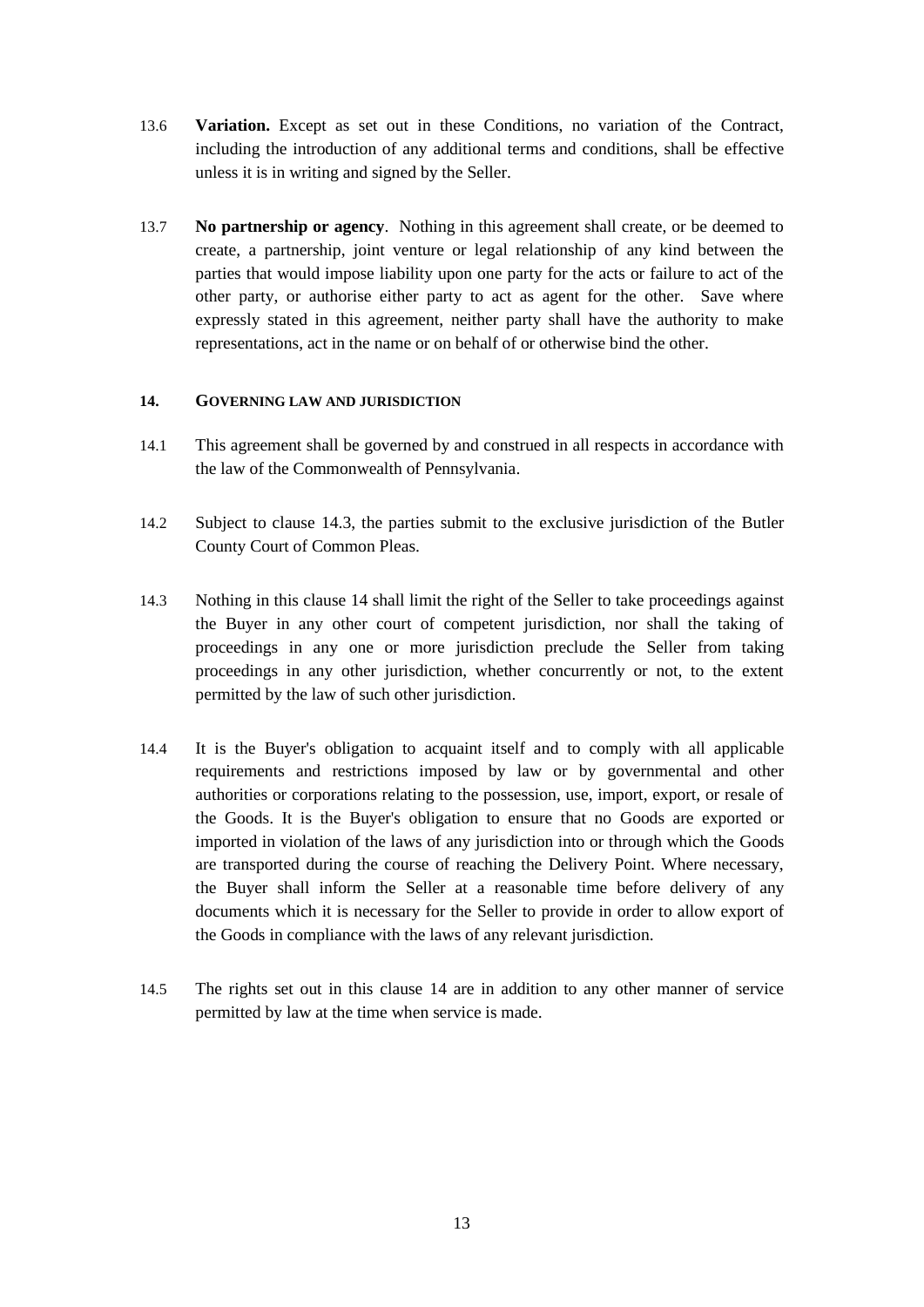13.6 **Variation.** Except as set out in these Conditions, no variation of the Contract, including the introduction of any additional terms and conditions, shall be effective unless it is in writing and signed by the Seller.

13.7 **No partnership or agency**. Nothing in this agreement shall create, or be deemed to create, a partnership, joint venture or legal relationship of any kind between the parties that would impose liability upon one party for the acts or failure to act of the other party, or authorise either party to act as agent for the other. Save where expressly stated in this agreement, neither party shall have the authority to make representations, act in the name or on behalf of or otherwise bind the other.

## 14. GOVERNING LAW AND JURISDICTION

14.1 This agreement shall be governed by and construed in all respects in accordance with the law of the Commonwealth of Pennsylvania.

14.2 Subject to clause 14.3, the parties submit to the exclusive jurisdiction of the Butler County Court of Common Pleas.

14.3 Nothing in this clause 14 shall limit the right of the Seller to take proceedings against the Buyer in any other court of competent jurisdiction, nor shall the taking of proceedings in any one or more jurisdiction preclude the Seller from taking proceedings in any other jurisdiction, whether concurrently or not, to the extent permitted by the law of such other jurisdiction.

14.4 It is the Buyer's obligation to acquaint itself and to comply with all applicable requirements and restrictions imposed by law or by governmental and other authorities or corporations relating to the possession, use, import, export, or resale of the Goods. It is the Buyer's obligation to ensure that no Goods are exported or imported in violation of the laws of any jurisdiction into or through which the Goods are transported during the course of reaching the Delivery Point. Where necessary, the Buyer shall inform the Seller at a reasonable time before delivery of any documents which it is necessary for the Seller to provide in order to allow export of the Goods in compliance with the laws of any relevant jurisdiction.

14.5 The rights set out in this clause 14 are in addition to any other manner of service permitted by law at the time when service is made.